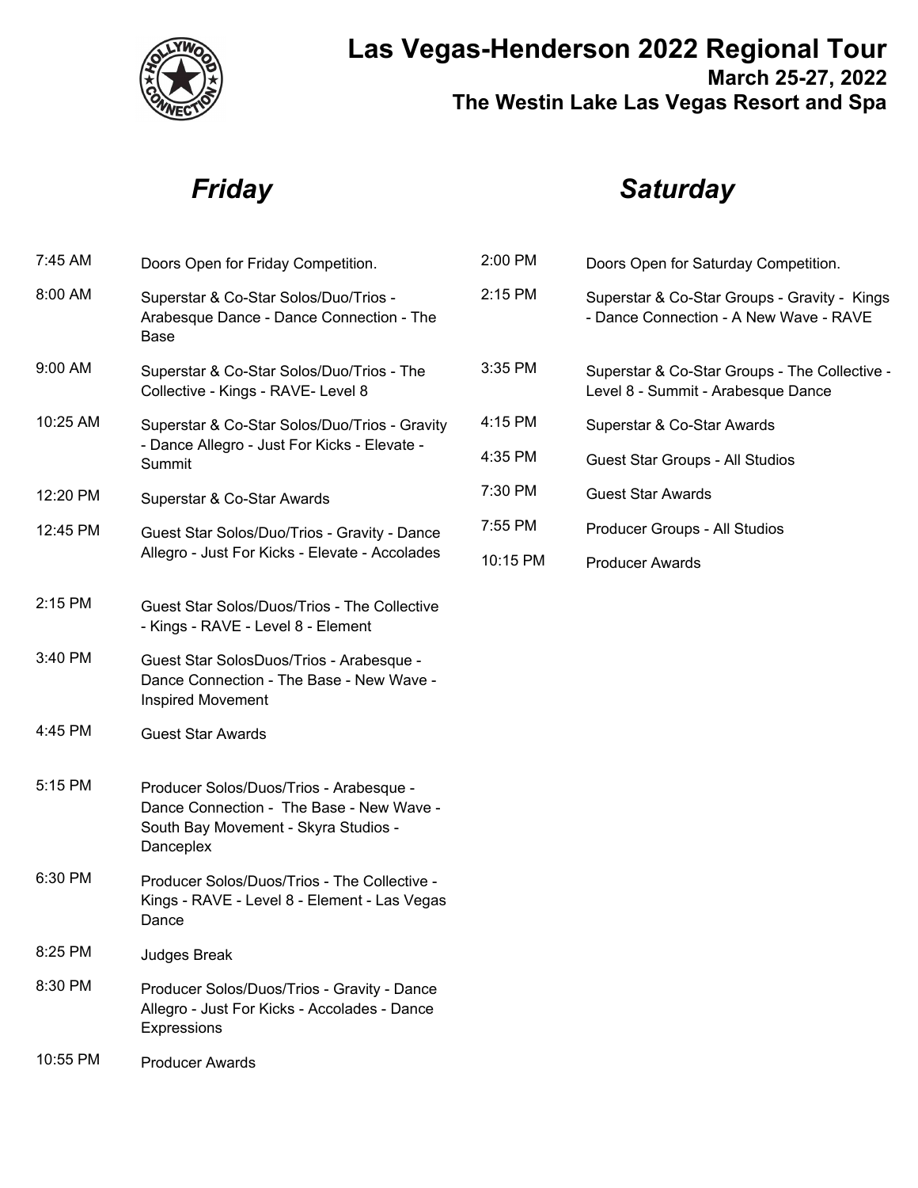# Las Vegas-Henderson 2022 Regional Tour

**March 25-27, 2022**

**The Westin Lake Las Vegas Resort and Spa**

## *Friday*

| Time | Event |
|---|---|
| 7:45 AM | Doors Open for Friday Competition. |
| 8:00 AM | Superstar & Co-Star Solos/Duo/Trios - Arabesque Dance - Dance Connection - The Base |
| 9:00 AM | Superstar & Co-Star Solos/Duo/Trios - The Collective - Kings - RAVE- Level 8 |
| 10:25 AM | Superstar & Co-Star Solos/Duo/Trios - Gravity - Dance Allegro - Just For Kicks - Elevate - Summit |
| 12:20 PM | Superstar & Co-Star Awards |
| 12:45 PM | Guest Star Solos/Duo/Trios - Gravity - Dance Allegro - Just For Kicks - Elevate - Accolades |
| 2:15 PM | Guest Star Solos/Duos/Trios - The Collective - Kings - RAVE - Level 8 - Element |
| 3:40 PM | Guest Star SolosDuos/Trios - Arabesque - Dance Connection - The Base - New Wave - Inspired Movement |
| 4:45 PM | Guest Star Awards |
| 5:15 PM | Producer Solos/Duos/Trios - Arabesque - Dance Connection - The Base - New Wave - South Bay Movement - Skyra Studios - Danceplex |
| 6:30 PM | Producer Solos/Duos/Trios - The Collective - Kings - RAVE - Level 8 - Element - Las Vegas Dance |
| 8:25 PM | Judges Break |
| 8:30 PM | Producer Solos/Duos/Trios - Gravity - Dance Allegro - Just For Kicks - Accolades - Dance Expressions |
| 10:55 PM | Producer Awards |

## *Saturday*

| Time | Event |
|---|---|
| 2:00 PM | Doors Open for Saturday Competition. |
| 2:15 PM | Superstar & Co-Star Groups - Gravity - Kings - Dance Connection - A New Wave - RAVE |
| 3:35 PM | Superstar & Co-Star Groups - The Collective - Level 8 - Summit - Arabesque Dance |
| 4:15 PM | Superstar & Co-Star Awards |
| 4:35 PM | Guest Star Groups - All Studios |
| 7:30 PM | Guest Star Awards |
| 7:55 PM | Producer Groups - All Studios |
| 10:15 PM | Producer Awards |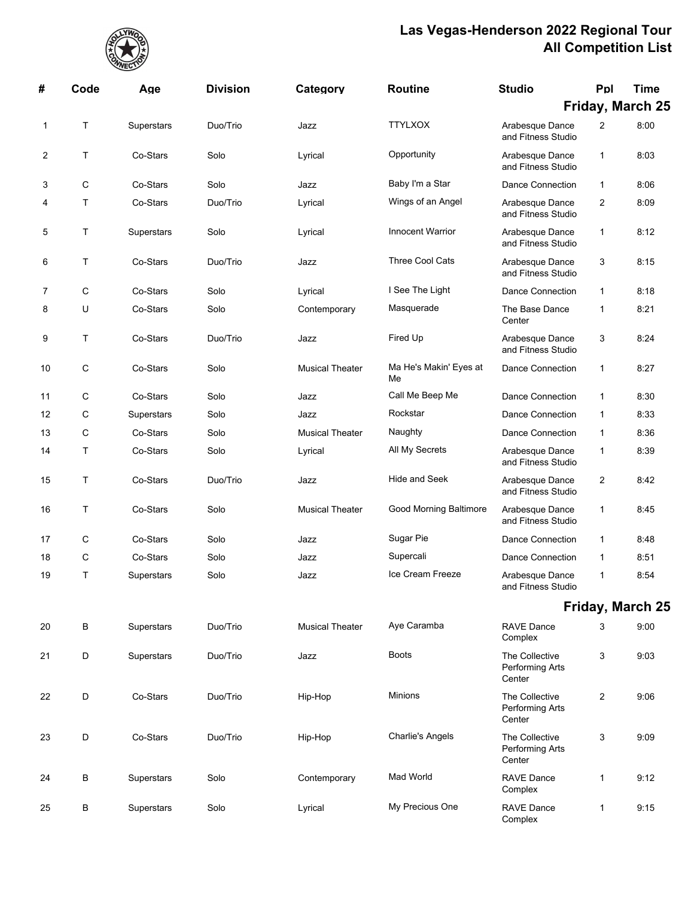# Las Vegas-Henderson 2022 Regional Tour
## All Competition List

| # | Code | Age | Division | Category | Routine | Studio | Ppl | Time |
|---|---|---|---|---|---|---|---|---|
| | | | | | | **Friday, March 25** | | |
| 1 | T | Superstars | Duo/Trio | Jazz | TTYLXOX | Arabesque Dance and Fitness Studio | 2 | 8:00 |
| 2 | T | Co-Stars | Solo | Lyrical | Opportunity | Arabesque Dance and Fitness Studio | 1 | 8:03 |
| 3 | C | Co-Stars | Solo | Jazz | Baby I'm a Star | Dance Connection | 1 | 8:06 |
| 4 | T | Co-Stars | Duo/Trio | Lyrical | Wings of an Angel | Arabesque Dance and Fitness Studio | 2 | 8:09 |
| 5 | T | Superstars | Solo | Lyrical | Innocent Warrior | Arabesque Dance and Fitness Studio | 1 | 8:12 |
| 6 | T | Co-Stars | Duo/Trio | Jazz | Three Cool Cats | Arabesque Dance and Fitness Studio | 3 | 8:15 |
| 7 | C | Co-Stars | Solo | Lyrical | I See The Light | Dance Connection | 1 | 8:18 |
| 8 | U | Co-Stars | Solo | Contemporary | Masquerade | The Base Dance Center | 1 | 8:21 |
| 9 | T | Co-Stars | Duo/Trio | Jazz | Fired Up | Arabesque Dance and Fitness Studio | 3 | 8:24 |
| 10 | C | Co-Stars | Solo | Musical Theater | Ma He's Makin' Eyes at Me | Dance Connection | 1 | 8:27 |
| 11 | C | Co-Stars | Solo | Jazz | Call Me Beep Me | Dance Connection | 1 | 8:30 |
| 12 | C | Superstars | Solo | Jazz | Rockstar | Dance Connection | 1 | 8:33 |
| 13 | C | Co-Stars | Solo | Musical Theater | Naughty | Dance Connection | 1 | 8:36 |
| 14 | T | Co-Stars | Solo | Lyrical | All My Secrets | Arabesque Dance and Fitness Studio | 1 | 8:39 |
| 15 | T | Co-Stars | Duo/Trio | Jazz | Hide and Seek | Arabesque Dance and Fitness Studio | 2 | 8:42 |
| 16 | T | Co-Stars | Solo | Musical Theater | Good Morning Baltimore | Arabesque Dance and Fitness Studio | 1 | 8:45 |
| 17 | C | Co-Stars | Solo | Jazz | Sugar Pie | Dance Connection | 1 | 8:48 |
| 18 | C | Co-Stars | Solo | Jazz | Supercali | Dance Connection | 1 | 8:51 |
| 19 | T | Superstars | Solo | Jazz | Ice Cream Freeze | Arabesque Dance and Fitness Studio | 1 | 8:54 |
| | | | | | | **Friday, March 25** | | |
| 20 | B | Superstars | Duo/Trio | Musical Theater | Aye Caramba | RAVE Dance Complex | 3 | 9:00 |
| 21 | D | Superstars | Duo/Trio | Jazz | Boots | The Collective Performing Arts Center | 3 | 9:03 |
| 22 | D | Co-Stars | Duo/Trio | Hip-Hop | Minions | The Collective Performing Arts Center | 2 | 9:06 |
| 23 | D | Co-Stars | Duo/Trio | Hip-Hop | Charlie's Angels | The Collective Performing Arts Center | 3 | 9:09 |
| 24 | B | Superstars | Solo | Contemporary | Mad World | RAVE Dance Complex | 1 | 9:12 |
| 25 | B | Superstars | Solo | Lyrical | My Precious One | RAVE Dance Complex | 1 | 9:15 |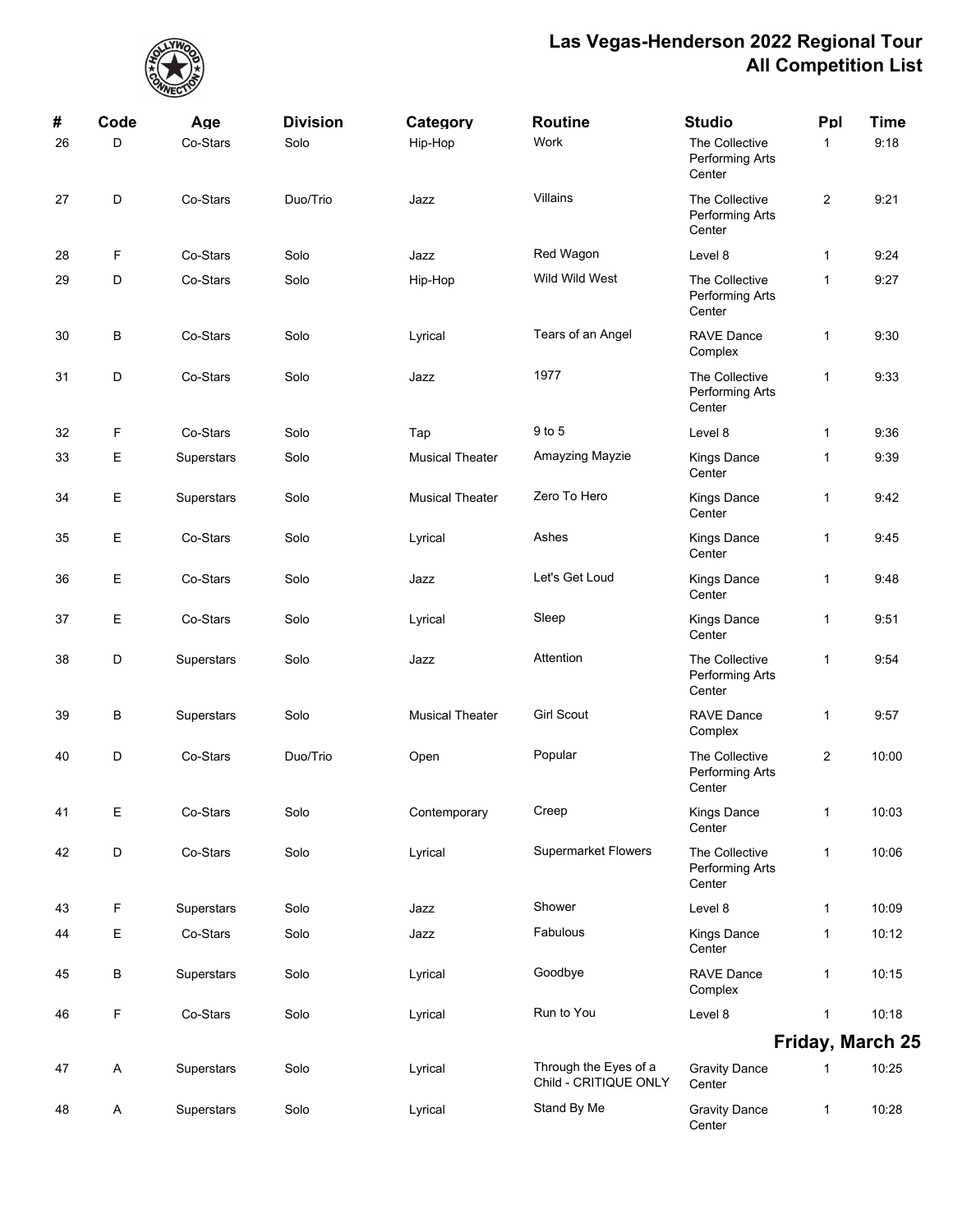# Las Vegas-Henderson 2022 Regional Tour
# All Competition List

| # | Code | Age | Division | Category | Routine | Studio | Ppl | Time |
|---|---|---|---|---|---|---|---|---|
| 26 | D | Co-Stars | Solo | Hip-Hop | Work | The Collective Performing Arts Center | 1 | 9:18 |
| 27 | D | Co-Stars | Duo/Trio | Jazz | Villains | The Collective Performing Arts Center | 2 | 9:21 |
| 28 | F | Co-Stars | Solo | Jazz | Red Wagon | Level 8 | 1 | 9:24 |
| 29 | D | Co-Stars | Solo | Hip-Hop | Wild Wild West | The Collective Performing Arts Center | 1 | 9:27 |
| 30 | B | Co-Stars | Solo | Lyrical | Tears of an Angel | RAVE Dance Complex | 1 | 9:30 |
| 31 | D | Co-Stars | Solo | Jazz | 1977 | The Collective Performing Arts Center | 1 | 9:33 |
| 32 | F | Co-Stars | Solo | Tap | 9 to 5 | Level 8 | 1 | 9:36 |
| 33 | E | Superstars | Solo | Musical Theater | Amayzing Mayzie | Kings Dance Center | 1 | 9:39 |
| 34 | E | Superstars | Solo | Musical Theater | Zero To Hero | Kings Dance Center | 1 | 9:42 |
| 35 | E | Co-Stars | Solo | Lyrical | Ashes | Kings Dance Center | 1 | 9:45 |
| 36 | E | Co-Stars | Solo | Jazz | Let's Get Loud | Kings Dance Center | 1 | 9:48 |
| 37 | E | Co-Stars | Solo | Lyrical | Sleep | Kings Dance Center | 1 | 9:51 |
| 38 | D | Superstars | Solo | Jazz | Attention | The Collective Performing Arts Center | 1 | 9:54 |
| 39 | B | Superstars | Solo | Musical Theater | Girl Scout | RAVE Dance Complex | 1 | 9:57 |
| 40 | D | Co-Stars | Duo/Trio | Open | Popular | The Collective Performing Arts Center | 2 | 10:00 |
| 41 | E | Co-Stars | Solo | Contemporary | Creep | Kings Dance Center | 1 | 10:03 |
| 42 | D | Co-Stars | Solo | Lyrical | Supermarket Flowers | The Collective Performing Arts Center | 1 | 10:06 |
| 43 | F | Superstars | Solo | Jazz | Shower | Level 8 | 1 | 10:09 |
| 44 | E | Co-Stars | Solo | Jazz | Fabulous | Kings Dance Center | 1 | 10:12 |
| 45 | B | Superstars | Solo | Lyrical | Goodbye | RAVE Dance Complex | 1 | 10:15 |
| 46 | F | Co-Stars | Solo | Lyrical | Run to You | Level 8 | 1 | 10:18 |

## Friday, March 25

| # | Code | Age | Division | Category | Routine | Studio | Ppl | Time |
|---|---|---|---|---|---|---|---|---|
| 47 | A | Superstars | Solo | Lyrical | Through the Eyes of a Child - CRITIQUE ONLY | Gravity Dance Center | 1 | 10:25 |
| 48 | A | Superstars | Solo | Lyrical | Stand By Me | Gravity Dance Center | 1 | 10:28 |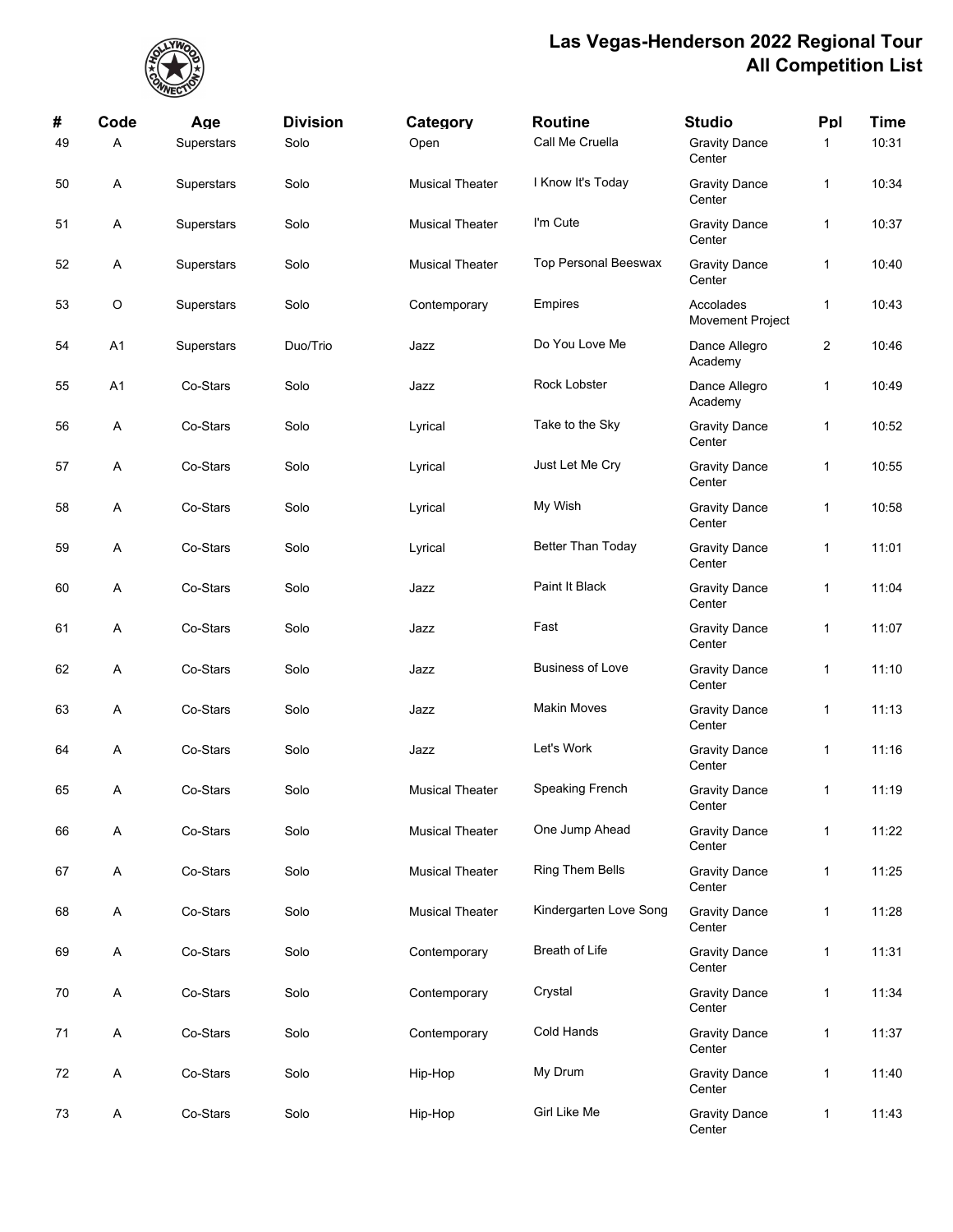# Las Vegas-Henderson 2022 Regional Tour
## All Competition List

| # | Code | Age | Division | Category | Routine | Studio | Ppl | Time |
|---|---|---|---|---|---|---|---|---|
| 49 | A | Superstars | Solo | Open | Call Me Cruella | Gravity Dance Center | 1 | 10:31 |
| 50 | A | Superstars | Solo | Musical Theater | I Know It's Today | Gravity Dance Center | 1 | 10:34 |
| 51 | A | Superstars | Solo | Musical Theater | I'm Cute | Gravity Dance Center | 1 | 10:37 |
| 52 | A | Superstars | Solo | Musical Theater | Top Personal Beeswax | Gravity Dance Center | 1 | 10:40 |
| 53 | O | Superstars | Solo | Contemporary | Empires | Accolades Movement Project | 1 | 10:43 |
| 54 | A1 | Superstars | Duo/Trio | Jazz | Do You Love Me | Dance Allegro Academy | 2 | 10:46 |
| 55 | A1 | Co-Stars | Solo | Jazz | Rock Lobster | Dance Allegro Academy | 1 | 10:49 |
| 56 | A | Co-Stars | Solo | Lyrical | Take to the Sky | Gravity Dance Center | 1 | 10:52 |
| 57 | A | Co-Stars | Solo | Lyrical | Just Let Me Cry | Gravity Dance Center | 1 | 10:55 |
| 58 | A | Co-Stars | Solo | Lyrical | My Wish | Gravity Dance Center | 1 | 10:58 |
| 59 | A | Co-Stars | Solo | Lyrical | Better Than Today | Gravity Dance Center | 1 | 11:01 |
| 60 | A | Co-Stars | Solo | Jazz | Paint It Black | Gravity Dance Center | 1 | 11:04 |
| 61 | A | Co-Stars | Solo | Jazz | Fast | Gravity Dance Center | 1 | 11:07 |
| 62 | A | Co-Stars | Solo | Jazz | Business of Love | Gravity Dance Center | 1 | 11:10 |
| 63 | A | Co-Stars | Solo | Jazz | Makin Moves | Gravity Dance Center | 1 | 11:13 |
| 64 | A | Co-Stars | Solo | Jazz | Let's Work | Gravity Dance Center | 1 | 11:16 |
| 65 | A | Co-Stars | Solo | Musical Theater | Speaking French | Gravity Dance Center | 1 | 11:19 |
| 66 | A | Co-Stars | Solo | Musical Theater | One Jump Ahead | Gravity Dance Center | 1 | 11:22 |
| 67 | A | Co-Stars | Solo | Musical Theater | Ring Them Bells | Gravity Dance Center | 1 | 11:25 |
| 68 | A | Co-Stars | Solo | Musical Theater | Kindergarten Love Song | Gravity Dance Center | 1 | 11:28 |
| 69 | A | Co-Stars | Solo | Contemporary | Breath of Life | Gravity Dance Center | 1 | 11:31 |
| 70 | A | Co-Stars | Solo | Contemporary | Crystal | Gravity Dance Center | 1 | 11:34 |
| 71 | A | Co-Stars | Solo | Contemporary | Cold Hands | Gravity Dance Center | 1 | 11:37 |
| 72 | A | Co-Stars | Solo | Hip-Hop | My Drum | Gravity Dance Center | 1 | 11:40 |
| 73 | A | Co-Stars | Solo | Hip-Hop | Girl Like Me | Gravity Dance Center | 1 | 11:43 |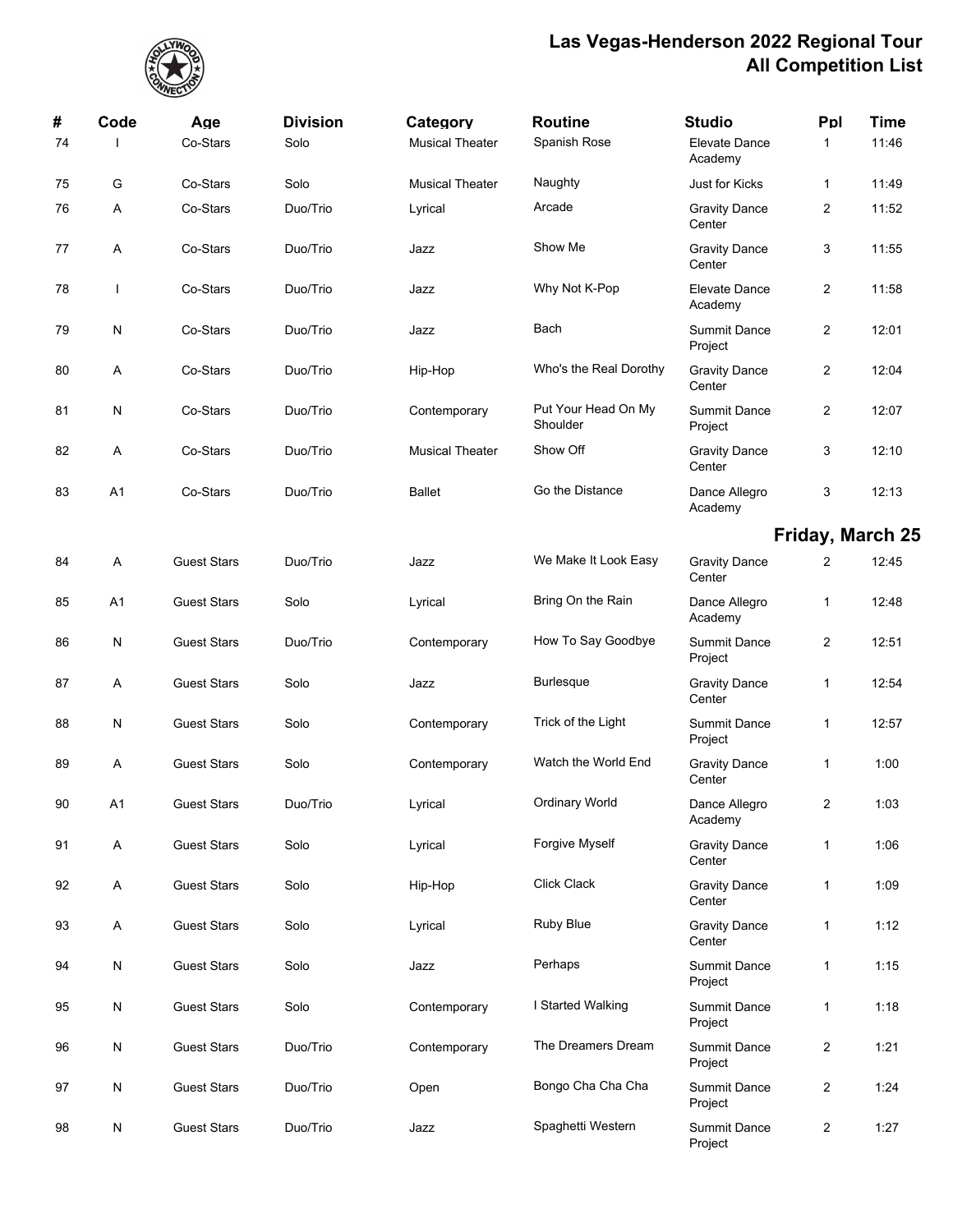# Las Vegas-Henderson 2022 Regional Tour
## All Competition List

| # | Code | Age | Division | Category | Routine | Studio | Ppl | Time |
|---|---|---|---|---|---|---|---|---|
| 74 | I | Co-Stars | Solo | Musical Theater | Spanish Rose | Elevate Dance Academy | 1 | 11:46 |
| 75 | G | Co-Stars | Solo | Musical Theater | Naughty | Just for Kicks | 1 | 11:49 |
| 76 | A | Co-Stars | Duo/Trio | Lyrical | Arcade | Gravity Dance Center | 2 | 11:52 |
| 77 | A | Co-Stars | Duo/Trio | Jazz | Show Me | Gravity Dance Center | 3 | 11:55 |
| 78 | I | Co-Stars | Duo/Trio | Jazz | Why Not K-Pop | Elevate Dance Academy | 2 | 11:58 |
| 79 | N | Co-Stars | Duo/Trio | Jazz | Bach | Summit Dance Project | 2 | 12:01 |
| 80 | A | Co-Stars | Duo/Trio | Hip-Hop | Who's the Real Dorothy | Gravity Dance Center | 2 | 12:04 |
| 81 | N | Co-Stars | Duo/Trio | Contemporary | Put Your Head On My Shoulder | Summit Dance Project | 2 | 12:07 |
| 82 | A | Co-Stars | Duo/Trio | Musical Theater | Show Off | Gravity Dance Center | 3 | 12:10 |
| 83 | A1 | Co-Stars | Duo/Trio | Ballet | Go the Distance | Dance Allegro Academy | 3 | 12:13 |

### Friday, March 25

| # | Code | Age | Division | Category | Routine | Studio | Ppl | Time |
|---|---|---|---|---|---|---|---|---|
| 84 | A | Guest Stars | Duo/Trio | Jazz | We Make It Look Easy | Gravity Dance Center | 2 | 12:45 |
| 85 | A1 | Guest Stars | Solo | Lyrical | Bring On the Rain | Dance Allegro Academy | 1 | 12:48 |
| 86 | N | Guest Stars | Duo/Trio | Contemporary | How To Say Goodbye | Summit Dance Project | 2 | 12:51 |
| 87 | A | Guest Stars | Solo | Jazz | Burlesque | Gravity Dance Center | 1 | 12:54 |
| 88 | N | Guest Stars | Solo | Contemporary | Trick of the Light | Summit Dance Project | 1 | 12:57 |
| 89 | A | Guest Stars | Solo | Contemporary | Watch the World End | Gravity Dance Center | 1 | 1:00 |
| 90 | A1 | Guest Stars | Duo/Trio | Lyrical | Ordinary World | Dance Allegro Academy | 2 | 1:03 |
| 91 | A | Guest Stars | Solo | Lyrical | Forgive Myself | Gravity Dance Center | 1 | 1:06 |
| 92 | A | Guest Stars | Solo | Hip-Hop | Click Clack | Gravity Dance Center | 1 | 1:09 |
| 93 | A | Guest Stars | Solo | Lyrical | Ruby Blue | Gravity Dance Center | 1 | 1:12 |
| 94 | N | Guest Stars | Solo | Jazz | Perhaps | Summit Dance Project | 1 | 1:15 |
| 95 | N | Guest Stars | Solo | Contemporary | I Started Walking | Summit Dance Project | 1 | 1:18 |
| 96 | N | Guest Stars | Duo/Trio | Contemporary | The Dreamers Dream | Summit Dance Project | 2 | 1:21 |
| 97 | N | Guest Stars | Duo/Trio | Open | Bongo Cha Cha Cha | Summit Dance Project | 2 | 1:24 |
| 98 | N | Guest Stars | Duo/Trio | Jazz | Spaghetti Western | Summit Dance Project | 2 | 1:27 |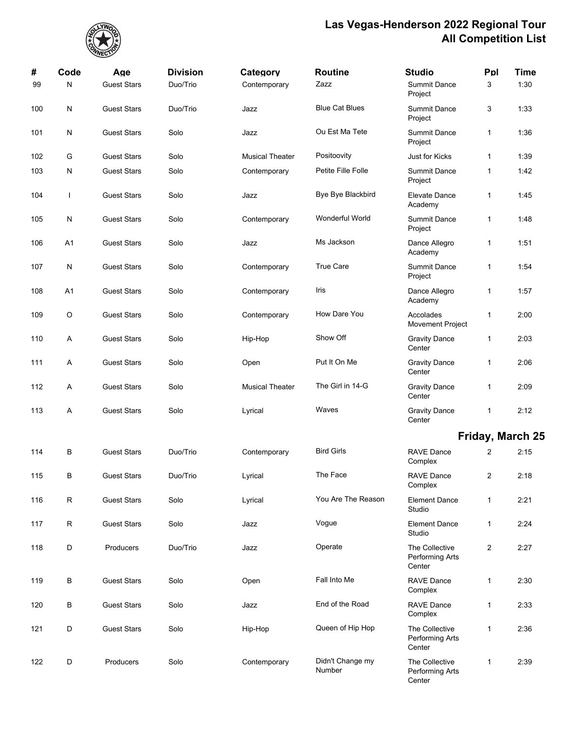# Las Vegas-Henderson 2022 Regional Tour
## All Competition List

| # | Code | Age | Division | Category | Routine | Studio | Ppl | Time |
|---|---|---|---|---|---|---|---|---|
| 99 | N | Guest Stars | Duo/Trio | Contemporary | Zazz | Summit Dance Project | 3 | 1:30 |
| 100 | N | Guest Stars | Duo/Trio | Jazz | Blue Cat Blues | Summit Dance Project | 3 | 1:33 |
| 101 | N | Guest Stars | Solo | Jazz | Ou Est Ma Tete | Summit Dance Project | 1 | 1:36 |
| 102 | G | Guest Stars | Solo | Musical Theater | Positoovity | Just for Kicks | 1 | 1:39 |
| 103 | N | Guest Stars | Solo | Contemporary | Petite Fille Folle | Summit Dance Project | 1 | 1:42 |
| 104 | I | Guest Stars | Solo | Jazz | Bye Bye Blackbird | Elevate Dance Academy | 1 | 1:45 |
| 105 | N | Guest Stars | Solo | Contemporary | Wonderful World | Summit Dance Project | 1 | 1:48 |
| 106 | A1 | Guest Stars | Solo | Jazz | Ms Jackson | Dance Allegro Academy | 1 | 1:51 |
| 107 | N | Guest Stars | Solo | Contemporary | True Care | Summit Dance Project | 1 | 1:54 |
| 108 | A1 | Guest Stars | Solo | Contemporary | Iris | Dance Allegro Academy | 1 | 1:57 |
| 109 | O | Guest Stars | Solo | Contemporary | How Dare You | Accolades Movement Project | 1 | 2:00 |
| 110 | A | Guest Stars | Solo | Hip-Hop | Show Off | Gravity Dance Center | 1 | 2:03 |
| 111 | A | Guest Stars | Solo | Open | Put It On Me | Gravity Dance Center | 1 | 2:06 |
| 112 | A | Guest Stars | Solo | Musical Theater | The Girl in 14-G | Gravity Dance Center | 1 | 2:09 |
| 113 | A | Guest Stars | Solo | Lyrical | Waves | Gravity Dance Center | 1 | 2:12 |

### Friday, March 25

| # | Code | Age | Division | Category | Routine | Studio | Ppl | Time |
|---|---|---|---|---|---|---|---|---|
| 114 | B | Guest Stars | Duo/Trio | Contemporary | Bird Girls | RAVE Dance Complex | 2 | 2:15 |
| 115 | B | Guest Stars | Duo/Trio | Lyrical | The Face | RAVE Dance Complex | 2 | 2:18 |
| 116 | R | Guest Stars | Solo | Lyrical | You Are The Reason | Element Dance Studio | 1 | 2:21 |
| 117 | R | Guest Stars | Solo | Jazz | Vogue | Element Dance Studio | 1 | 2:24 |
| 118 | D | Producers | Duo/Trio | Jazz | Operate | The Collective Performing Arts Center | 2 | 2:27 |
| 119 | B | Guest Stars | Solo | Open | Fall Into Me | RAVE Dance Complex | 1 | 2:30 |
| 120 | B | Guest Stars | Solo | Jazz | End of the Road | RAVE Dance Complex | 1 | 2:33 |
| 121 | D | Guest Stars | Solo | Hip-Hop | Queen of Hip Hop | The Collective Performing Arts Center | 1 | 2:36 |
| 122 | D | Producers | Solo | Contemporary | Didn't Change my Number | The Collective Performing Arts Center | 1 | 2:39 |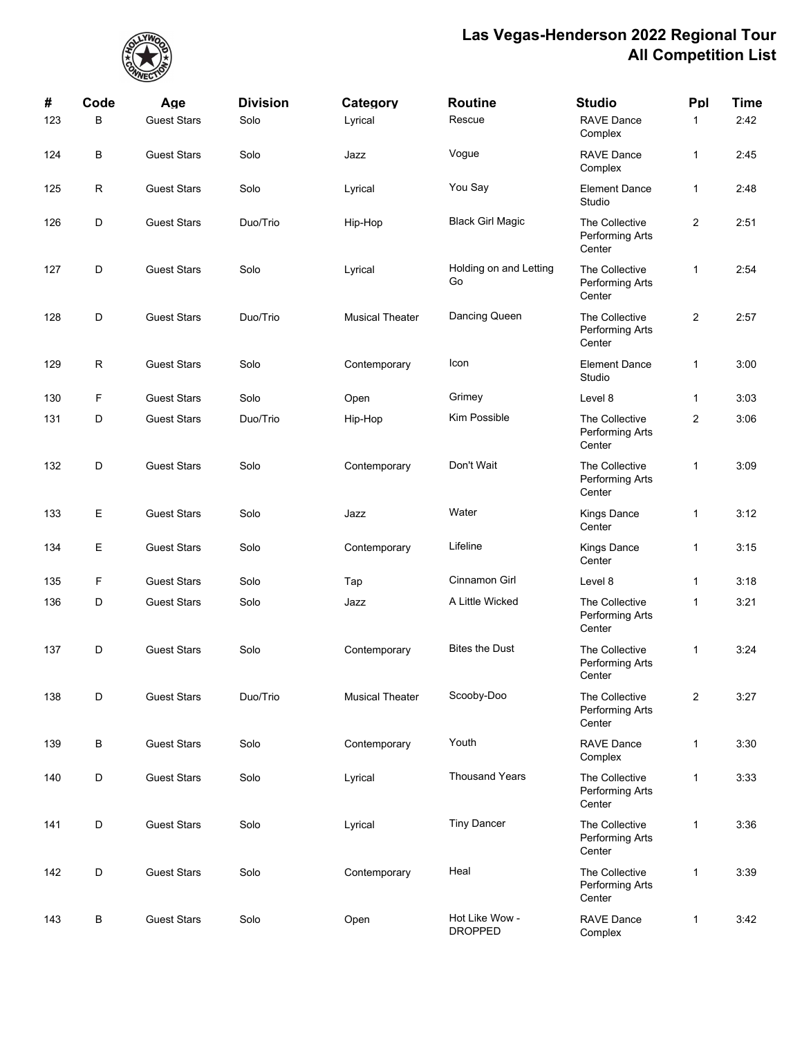# Las Vegas-Henderson 2022 Regional Tour
# All Competition List

| # | Code | Age | Division | Category | Routine | Studio | Ppl | Time |
|---|---|---|---|---|---|---|---|---|
| 123 | B | Guest Stars | Solo | Lyrical | Rescue | RAVE Dance Complex | 1 | 2:42 |
| 124 | B | Guest Stars | Solo | Jazz | Vogue | RAVE Dance Complex | 1 | 2:45 |
| 125 | R | Guest Stars | Solo | Lyrical | You Say | Element Dance Studio | 1 | 2:48 |
| 126 | D | Guest Stars | Duo/Trio | Hip-Hop | Black Girl Magic | The Collective Performing Arts Center | 2 | 2:51 |
| 127 | D | Guest Stars | Solo | Lyrical | Holding on and Letting Go | The Collective Performing Arts Center | 1 | 2:54 |
| 128 | D | Guest Stars | Duo/Trio | Musical Theater | Dancing Queen | The Collective Performing Arts Center | 2 | 2:57 |
| 129 | R | Guest Stars | Solo | Contemporary | Icon | Element Dance Studio | 1 | 3:00 |
| 130 | F | Guest Stars | Solo | Open | Grimey | Level 8 | 1 | 3:03 |
| 131 | D | Guest Stars | Duo/Trio | Hip-Hop | Kim Possible | The Collective Performing Arts Center | 2 | 3:06 |
| 132 | D | Guest Stars | Solo | Contemporary | Don't Wait | The Collective Performing Arts Center | 1 | 3:09 |
| 133 | E | Guest Stars | Solo | Jazz | Water | Kings Dance Center | 1 | 3:12 |
| 134 | E | Guest Stars | Solo | Contemporary | Lifeline | Kings Dance Center | 1 | 3:15 |
| 135 | F | Guest Stars | Solo | Tap | Cinnamon Girl | Level 8 | 1 | 3:18 |
| 136 | D | Guest Stars | Solo | Jazz | A Little Wicked | The Collective Performing Arts Center | 1 | 3:21 |
| 137 | D | Guest Stars | Solo | Contemporary | Bites the Dust | The Collective Performing Arts Center | 1 | 3:24 |
| 138 | D | Guest Stars | Duo/Trio | Musical Theater | Scooby-Doo | The Collective Performing Arts Center | 2 | 3:27 |
| 139 | B | Guest Stars | Solo | Contemporary | Youth | RAVE Dance Complex | 1 | 3:30 |
| 140 | D | Guest Stars | Solo | Lyrical | Thousand Years | The Collective Performing Arts Center | 1 | 3:33 |
| 141 | D | Guest Stars | Solo | Lyrical | Tiny Dancer | The Collective Performing Arts Center | 1 | 3:36 |
| 142 | D | Guest Stars | Solo | Contemporary | Heal | The Collective Performing Arts Center | 1 | 3:39 |
| 143 | B | Guest Stars | Solo | Open | Hot Like Wow - DROPPED | RAVE Dance Complex | 1 | 3:42 |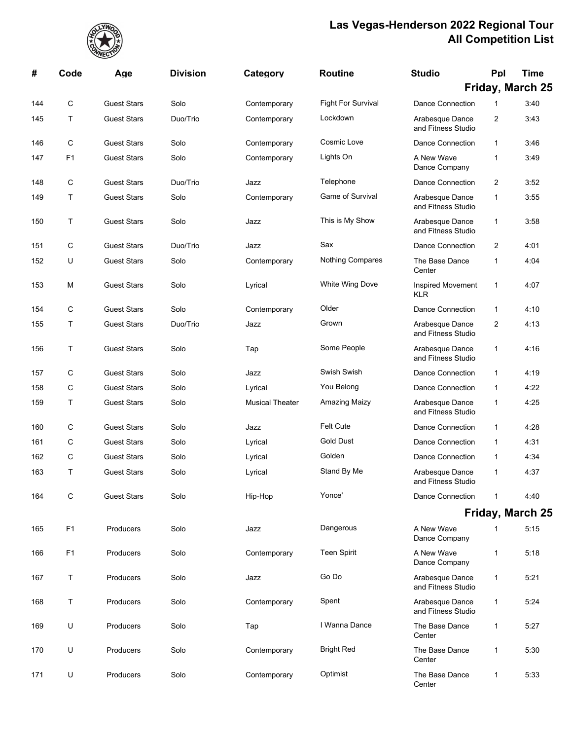# Las Vegas-Henderson 2022 Regional Tour
## All Competition List

| # | Code | Age | Division | Category | Routine | Studio | Ppl | Time |
|---|---|---|---|---|---|---|---|---|
| | | | | | | **Friday, March 25** | | |
| 144 | C | Guest Stars | Solo | Contemporary | Fight For Survival | Dance Connection | 1 | 3:40 |
| 145 | T | Guest Stars | Duo/Trio | Contemporary | Lockdown | Arabesque Dance and Fitness Studio | 2 | 3:43 |
| 146 | C | Guest Stars | Solo | Contemporary | Cosmic Love | Dance Connection | 1 | 3:46 |
| 147 | F1 | Guest Stars | Solo | Contemporary | Lights On | A New Wave Dance Company | 1 | 3:49 |
| 148 | C | Guest Stars | Duo/Trio | Jazz | Telephone | Dance Connection | 2 | 3:52 |
| 149 | T | Guest Stars | Solo | Contemporary | Game of Survival | Arabesque Dance and Fitness Studio | 1 | 3:55 |
| 150 | T | Guest Stars | Solo | Jazz | This is My Show | Arabesque Dance and Fitness Studio | 1 | 3:58 |
| 151 | C | Guest Stars | Duo/Trio | Jazz | Sax | Dance Connection | 2 | 4:01 |
| 152 | U | Guest Stars | Solo | Contemporary | Nothing Compares | The Base Dance Center | 1 | 4:04 |
| 153 | M | Guest Stars | Solo | Lyrical | White Wing Dove | Inspired Movement KLR | 1 | 4:07 |
| 154 | C | Guest Stars | Solo | Contemporary | Older | Dance Connection | 1 | 4:10 |
| 155 | T | Guest Stars | Duo/Trio | Jazz | Grown | Arabesque Dance and Fitness Studio | 2 | 4:13 |
| 156 | T | Guest Stars | Solo | Tap | Some People | Arabesque Dance and Fitness Studio | 1 | 4:16 |
| 157 | C | Guest Stars | Solo | Jazz | Swish Swish | Dance Connection | 1 | 4:19 |
| 158 | C | Guest Stars | Solo | Lyrical | You Belong | Dance Connection | 1 | 4:22 |
| 159 | T | Guest Stars | Solo | Musical Theater | Amazing Maizy | Arabesque Dance and Fitness Studio | 1 | 4:25 |
| 160 | C | Guest Stars | Solo | Jazz | Felt Cute | Dance Connection | 1 | 4:28 |
| 161 | C | Guest Stars | Solo | Lyrical | Gold Dust | Dance Connection | 1 | 4:31 |
| 162 | C | Guest Stars | Solo | Lyrical | Golden | Dance Connection | 1 | 4:34 |
| 163 | T | Guest Stars | Solo | Lyrical | Stand By Me | Arabesque Dance and Fitness Studio | 1 | 4:37 |
| 164 | C | Guest Stars | Solo | Hip-Hop | Yonce' | Dance Connection | 1 | 4:40 |
| | | | | | | **Friday, March 25** | | |
| 165 | F1 | Producers | Solo | Jazz | Dangerous | A New Wave Dance Company | 1 | 5:15 |
| 166 | F1 | Producers | Solo | Contemporary | Teen Spirit | A New Wave Dance Company | 1 | 5:18 |
| 167 | T | Producers | Solo | Jazz | Go Do | Arabesque Dance and Fitness Studio | 1 | 5:21 |
| 168 | T | Producers | Solo | Contemporary | Spent | Arabesque Dance and Fitness Studio | 1 | 5:24 |
| 169 | U | Producers | Solo | Tap | I Wanna Dance | The Base Dance Center | 1 | 5:27 |
| 170 | U | Producers | Solo | Contemporary | Bright Red | The Base Dance Center | 1 | 5:30 |
| 171 | U | Producers | Solo | Contemporary | Optimist | The Base Dance Center | 1 | 5:33 |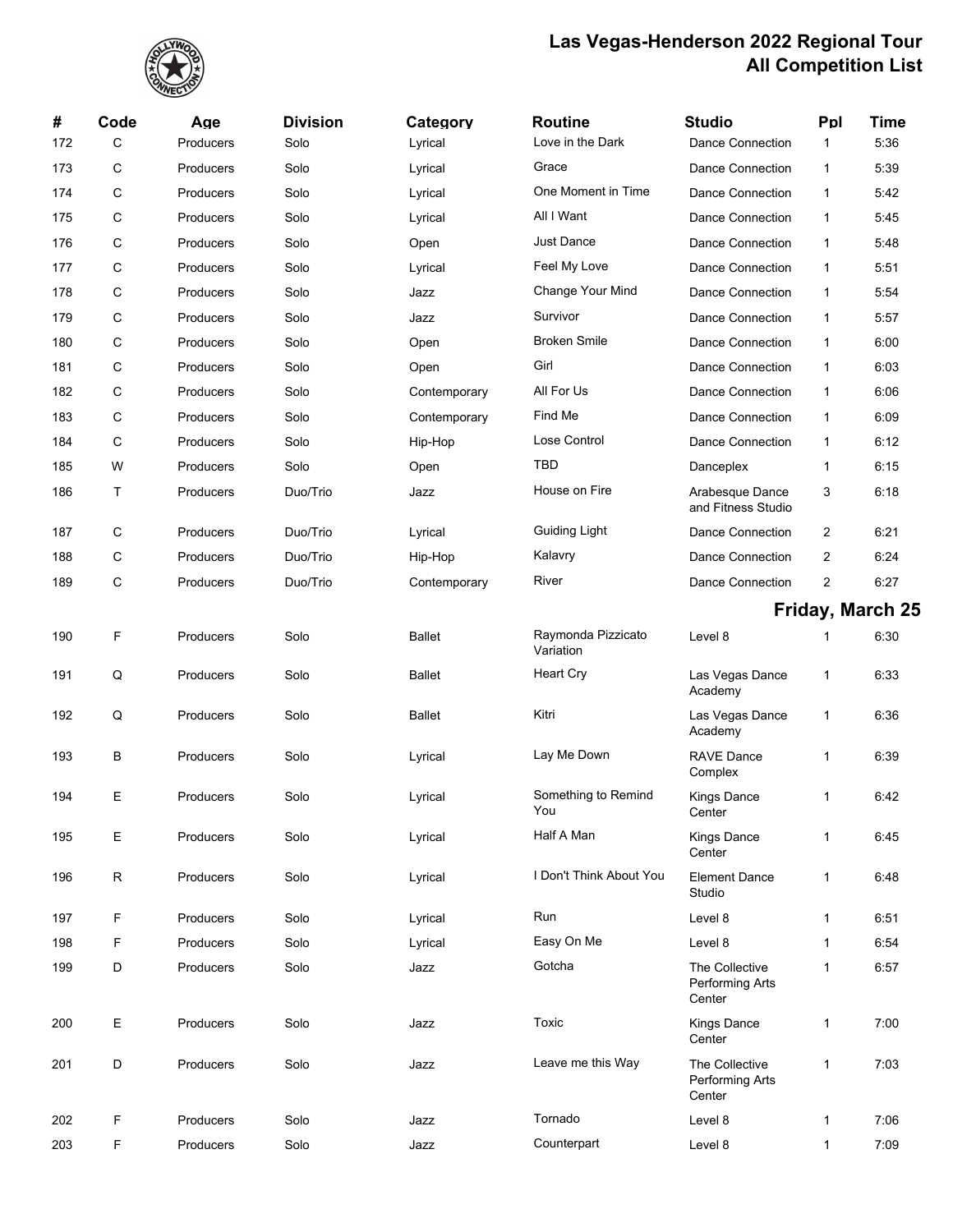# Las Vegas-Henderson 2022 Regional Tour
## All Competition List

| # | Code | Age | Division | Category | Routine | Studio | Ppl | Time |
|---|---|---|---|---|---|---|---|---|
| 172 | C | Producers | Solo | Lyrical | Love in the Dark | Dance Connection | 1 | 5:36 |
| 173 | C | Producers | Solo | Lyrical | Grace | Dance Connection | 1 | 5:39 |
| 174 | C | Producers | Solo | Lyrical | One Moment in Time | Dance Connection | 1 | 5:42 |
| 175 | C | Producers | Solo | Lyrical | All I Want | Dance Connection | 1 | 5:45 |
| 176 | C | Producers | Solo | Open | Just Dance | Dance Connection | 1 | 5:48 |
| 177 | C | Producers | Solo | Lyrical | Feel My Love | Dance Connection | 1 | 5:51 |
| 178 | C | Producers | Solo | Jazz | Change Your Mind | Dance Connection | 1 | 5:54 |
| 179 | C | Producers | Solo | Jazz | Survivor | Dance Connection | 1 | 5:57 |
| 180 | C | Producers | Solo | Open | Broken Smile | Dance Connection | 1 | 6:00 |
| 181 | C | Producers | Solo | Open | Girl | Dance Connection | 1 | 6:03 |
| 182 | C | Producers | Solo | Contemporary | All For Us | Dance Connection | 1 | 6:06 |
| 183 | C | Producers | Solo | Contemporary | Find Me | Dance Connection | 1 | 6:09 |
| 184 | C | Producers | Solo | Hip-Hop | Lose Control | Dance Connection | 1 | 6:12 |
| 185 | W | Producers | Solo | Open | TBD | Danceplex | 1 | 6:15 |
| 186 | T | Producers | Duo/Trio | Jazz | House on Fire | Arabesque Dance and Fitness Studio | 3 | 6:18 |
| 187 | C | Producers | Duo/Trio | Lyrical | Guiding Light | Dance Connection | 2 | 6:21 |
| 188 | C | Producers | Duo/Trio | Hip-Hop | Kalavry | Dance Connection | 2 | 6:24 |
| 189 | C | Producers | Duo/Trio | Contemporary | River | Dance Connection | 2 | 6:27 |

### Friday, March 25

| # | Code | Age | Division | Category | Routine | Studio | Ppl | Time |
|---|---|---|---|---|---|---|---|---|
| 190 | F | Producers | Solo | Ballet | Raymonda Pizzicato Variation | Level 8 | 1 | 6:30 |
| 191 | Q | Producers | Solo | Ballet | Heart Cry | Las Vegas Dance Academy | 1 | 6:33 |
| 192 | Q | Producers | Solo | Ballet | Kitri | Las Vegas Dance Academy | 1 | 6:36 |
| 193 | B | Producers | Solo | Lyrical | Lay Me Down | RAVE Dance Complex | 1 | 6:39 |
| 194 | E | Producers | Solo | Lyrical | Something to Remind You | Kings Dance Center | 1 | 6:42 |
| 195 | E | Producers | Solo | Lyrical | Half A Man | Kings Dance Center | 1 | 6:45 |
| 196 | R | Producers | Solo | Lyrical | I Don't Think About You | Element Dance Studio | 1 | 6:48 |
| 197 | F | Producers | Solo | Lyrical | Run | Level 8 | 1 | 6:51 |
| 198 | F | Producers | Solo | Lyrical | Easy On Me | Level 8 | 1 | 6:54 |
| 199 | D | Producers | Solo | Jazz | Gotcha | The Collective Performing Arts Center | 1 | 6:57 |
| 200 | E | Producers | Solo | Jazz | Toxic | Kings Dance Center | 1 | 7:00 |
| 201 | D | Producers | Solo | Jazz | Leave me this Way | The Collective Performing Arts Center | 1 | 7:03 |
| 202 | F | Producers | Solo | Jazz | Tornado | Level 8 | 1 | 7:06 |
| 203 | F | Producers | Solo | Jazz | Counterpart | Level 8 | 1 | 7:09 |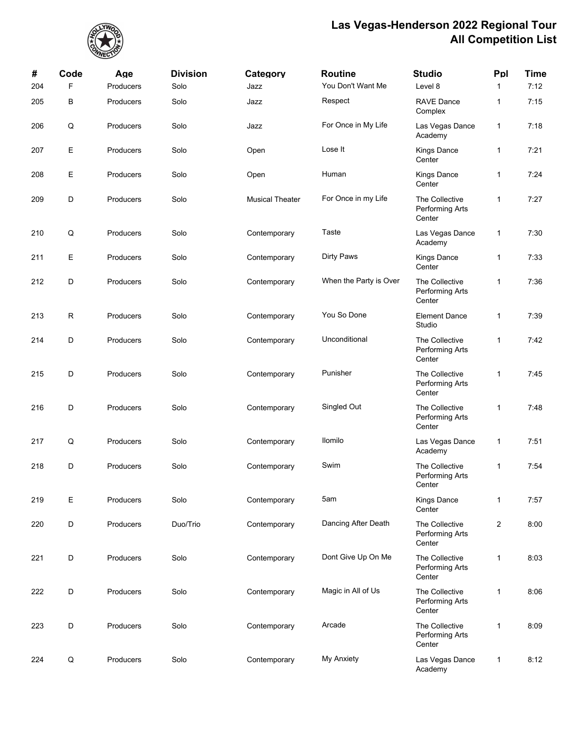# Las Vegas-Henderson 2022 Regional Tour
# All Competition List

| # | Code | Age | Division | Category | Routine | Studio | Ppl | Time |
|---|---|---|---|---|---|---|---|---|
| 204 | F | Producers | Solo | Jazz | You Don't Want Me | Level 8 | 1 | 7:12 |
| 205 | B | Producers | Solo | Jazz | Respect | RAVE Dance Complex | 1 | 7:15 |
| 206 | Q | Producers | Solo | Jazz | For Once in My Life | Las Vegas Dance Academy | 1 | 7:18 |
| 207 | E | Producers | Solo | Open | Lose It | Kings Dance Center | 1 | 7:21 |
| 208 | E | Producers | Solo | Open | Human | Kings Dance Center | 1 | 7:24 |
| 209 | D | Producers | Solo | Musical Theater | For Once in my Life | The Collective Performing Arts Center | 1 | 7:27 |
| 210 | Q | Producers | Solo | Contemporary | Taste | Las Vegas Dance Academy | 1 | 7:30 |
| 211 | E | Producers | Solo | Contemporary | Dirty Paws | Kings Dance Center | 1 | 7:33 |
| 212 | D | Producers | Solo | Contemporary | When the Party is Over | The Collective Performing Arts Center | 1 | 7:36 |
| 213 | R | Producers | Solo | Contemporary | You So Done | Element Dance Studio | 1 | 7:39 |
| 214 | D | Producers | Solo | Contemporary | Unconditional | The Collective Performing Arts Center | 1 | 7:42 |
| 215 | D | Producers | Solo | Contemporary | Punisher | The Collective Performing Arts Center | 1 | 7:45 |
| 216 | D | Producers | Solo | Contemporary | Singled Out | The Collective Performing Arts Center | 1 | 7:48 |
| 217 | Q | Producers | Solo | Contemporary | Ilomilo | Las Vegas Dance Academy | 1 | 7:51 |
| 218 | D | Producers | Solo | Contemporary | Swim | The Collective Performing Arts Center | 1 | 7:54 |
| 219 | E | Producers | Solo | Contemporary | 5am | Kings Dance Center | 1 | 7:57 |
| 220 | D | Producers | Duo/Trio | Contemporary | Dancing After Death | The Collective Performing Arts Center | 2 | 8:00 |
| 221 | D | Producers | Solo | Contemporary | Dont Give Up On Me | The Collective Performing Arts Center | 1 | 8:03 |
| 222 | D | Producers | Solo | Contemporary | Magic in All of Us | The Collective Performing Arts Center | 1 | 8:06 |
| 223 | D | Producers | Solo | Contemporary | Arcade | The Collective Performing Arts Center | 1 | 8:09 |
| 224 | Q | Producers | Solo | Contemporary | My Anxiety | Las Vegas Dance Academy | 1 | 8:12 |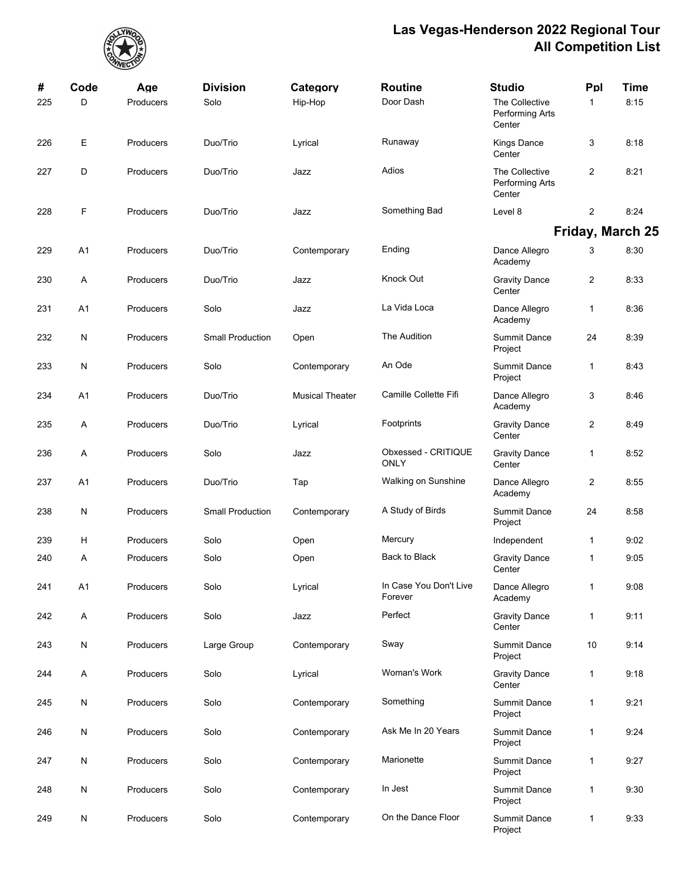# Las Vegas-Henderson 2022 Regional Tour
## All Competition List

| # | Code | Age | Division | Category | Routine | Studio | Ppl | Time |
|---|---|---|---|---|---|---|---|---|
| 225 | D | Producers | Solo | Hip-Hop | Door Dash | The Collective Performing Arts Center | 1 | 8:15 |
| 226 | E | Producers | Duo/Trio | Lyrical | Runaway | Kings Dance Center | 3 | 8:18 |
| 227 | D | Producers | Duo/Trio | Jazz | Adios | The Collective Performing Arts Center | 2 | 8:21 |
| 228 | F | Producers | Duo/Trio | Jazz | Something Bad | Level 8 | 2 | 8:24 |

**Friday, March 25**

| # | Code | Age | Division | Category | Routine | Studio | Ppl | Time |
|---|---|---|---|---|---|---|---|---|
| 229 | A1 | Producers | Duo/Trio | Contemporary | Ending | Dance Allegro Academy | 3 | 8:30 |
| 230 | A | Producers | Duo/Trio | Jazz | Knock Out | Gravity Dance Center | 2 | 8:33 |
| 231 | A1 | Producers | Solo | Jazz | La Vida Loca | Dance Allegro Academy | 1 | 8:36 |
| 232 | N | Producers | Small Production | Open | The Audition | Summit Dance Project | 24 | 8:39 |
| 233 | N | Producers | Solo | Contemporary | An Ode | Summit Dance Project | 1 | 8:43 |
| 234 | A1 | Producers | Duo/Trio | Musical Theater | Camille Collette Fifi | Dance Allegro Academy | 3 | 8:46 |
| 235 | A | Producers | Duo/Trio | Lyrical | Footprints | Gravity Dance Center | 2 | 8:49 |
| 236 | A | Producers | Solo | Jazz | Obxessed - CRITIQUE ONLY | Gravity Dance Center | 1 | 8:52 |
| 237 | A1 | Producers | Duo/Trio | Tap | Walking on Sunshine | Dance Allegro Academy | 2 | 8:55 |
| 238 | N | Producers | Small Production | Contemporary | A Study of Birds | Summit Dance Project | 24 | 8:58 |
| 239 | H | Producers | Solo | Open | Mercury | Independent | 1 | 9:02 |
| 240 | A | Producers | Solo | Open | Back to Black | Gravity Dance Center | 1 | 9:05 |
| 241 | A1 | Producers | Solo | Lyrical | In Case You Don't Live Forever | Dance Allegro Academy | 1 | 9:08 |
| 242 | A | Producers | Solo | Jazz | Perfect | Gravity Dance Center | 1 | 9:11 |
| 243 | N | Producers | Large Group | Contemporary | Sway | Summit Dance Project | 10 | 9:14 |
| 244 | A | Producers | Solo | Lyrical | Woman's Work | Gravity Dance Center | 1 | 9:18 |
| 245 | N | Producers | Solo | Contemporary | Something | Summit Dance Project | 1 | 9:21 |
| 246 | N | Producers | Solo | Contemporary | Ask Me In 20 Years | Summit Dance Project | 1 | 9:24 |
| 247 | N | Producers | Solo | Contemporary | Marionette | Summit Dance Project | 1 | 9:27 |
| 248 | N | Producers | Solo | Contemporary | In Jest | Summit Dance Project | 1 | 9:30 |
| 249 | N | Producers | Solo | Contemporary | On the Dance Floor | Summit Dance Project | 1 | 9:33 |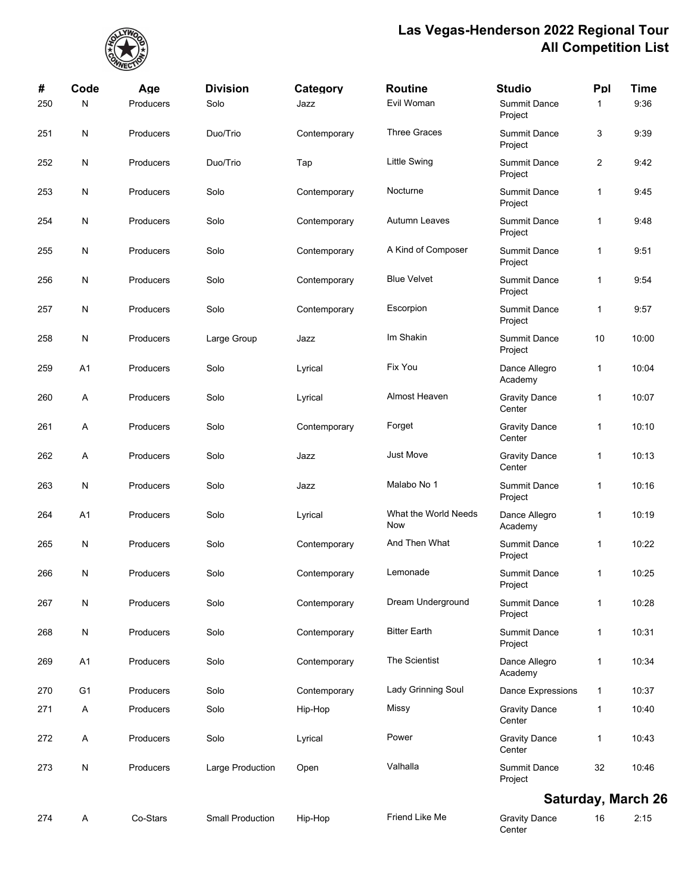# Las Vegas-Henderson 2022 Regional Tour
## All Competition List

| # | Code | Age | Division | Category | Routine | Studio | Ppl | Time |
|---|---|---|---|---|---|---|---|---|
| 250 | N | Producers | Solo | Jazz | Evil Woman | Summit Dance Project | 1 | 9:36 |
| 251 | N | Producers | Duo/Trio | Contemporary | Three Graces | Summit Dance Project | 3 | 9:39 |
| 252 | N | Producers | Duo/Trio | Tap | Little Swing | Summit Dance Project | 2 | 9:42 |
| 253 | N | Producers | Solo | Contemporary | Nocturne | Summit Dance Project | 1 | 9:45 |
| 254 | N | Producers | Solo | Contemporary | Autumn Leaves | Summit Dance Project | 1 | 9:48 |
| 255 | N | Producers | Solo | Contemporary | A Kind of Composer | Summit Dance Project | 1 | 9:51 |
| 256 | N | Producers | Solo | Contemporary | Blue Velvet | Summit Dance Project | 1 | 9:54 |
| 257 | N | Producers | Solo | Contemporary | Escorpion | Summit Dance Project | 1 | 9:57 |
| 258 | N | Producers | Large Group | Jazz | Im Shakin | Summit Dance Project | 10 | 10:00 |
| 259 | A1 | Producers | Solo | Lyrical | Fix You | Dance Allegro Academy | 1 | 10:04 |
| 260 | A | Producers | Solo | Lyrical | Almost Heaven | Gravity Dance Center | 1 | 10:07 |
| 261 | A | Producers | Solo | Contemporary | Forget | Gravity Dance Center | 1 | 10:10 |
| 262 | A | Producers | Solo | Jazz | Just Move | Gravity Dance Center | 1 | 10:13 |
| 263 | N | Producers | Solo | Jazz | Malabo No 1 | Summit Dance Project | 1 | 10:16 |
| 264 | A1 | Producers | Solo | Lyrical | What the World Needs Now | Dance Allegro Academy | 1 | 10:19 |
| 265 | N | Producers | Solo | Contemporary | And Then What | Summit Dance Project | 1 | 10:22 |
| 266 | N | Producers | Solo | Contemporary | Lemonade | Summit Dance Project | 1 | 10:25 |
| 267 | N | Producers | Solo | Contemporary | Dream Underground | Summit Dance Project | 1 | 10:28 |
| 268 | N | Producers | Solo | Contemporary | Bitter Earth | Summit Dance Project | 1 | 10:31 |
| 269 | A1 | Producers | Solo | Contemporary | The Scientist | Dance Allegro Academy | 1 | 10:34 |
| 270 | G1 | Producers | Solo | Contemporary | Lady Grinning Soul | Dance Expressions | 1 | 10:37 |
| 271 | A | Producers | Solo | Hip-Hop | Missy | Gravity Dance Center | 1 | 10:40 |
| 272 | A | Producers | Solo | Lyrical | Power | Gravity Dance Center | 1 | 10:43 |
| 273 | N | Producers | Large Production | Open | Valhalla | Summit Dance Project | 32 | 10:46 |

## Saturday, March 26

| # | Code | Age | Division | Category | Routine | Studio | Ppl | Time |
|---|---|---|---|---|---|---|---|---|
| 274 | A | Co-Stars | Small Production | Hip-Hop | Friend Like Me | Gravity Dance Center | 16 | 2:15 |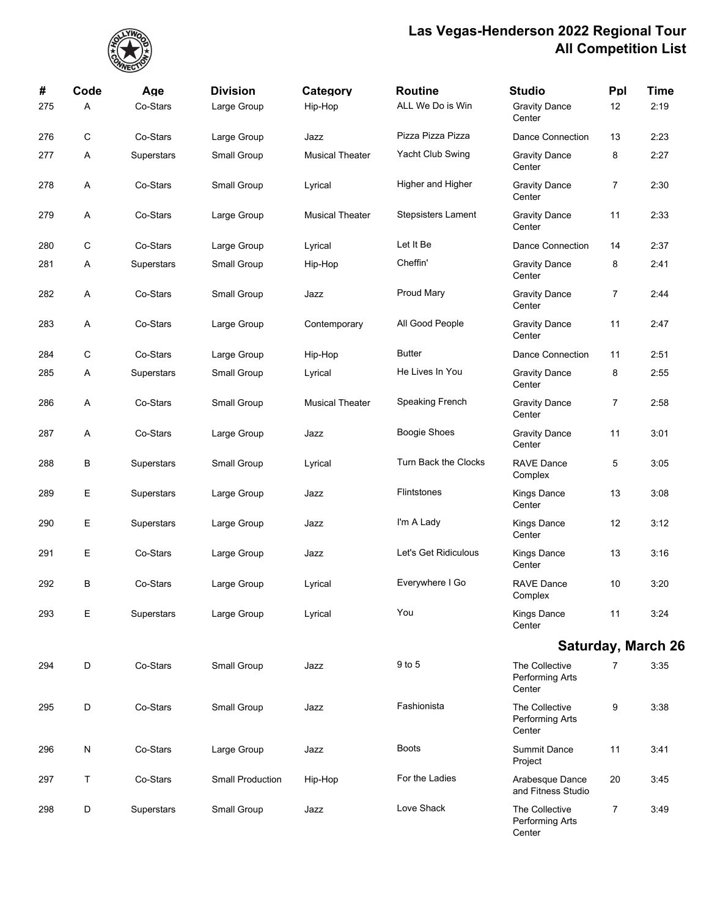# Las Vegas-Henderson 2022 Regional Tour
## All Competition List

| # | Code | Age | Division | Category | Routine | Studio | Ppl | Time |
|---|---|---|---|---|---|---|---|---|
| 275 | A | Co-Stars | Large Group | Hip-Hop | ALL We Do is Win | Gravity Dance Center | 12 | 2:19 |
| 276 | C | Co-Stars | Large Group | Jazz | Pizza Pizza Pizza | Dance Connection | 13 | 2:23 |
| 277 | A | Superstars | Small Group | Musical Theater | Yacht Club Swing | Gravity Dance Center | 8 | 2:27 |
| 278 | A | Co-Stars | Small Group | Lyrical | Higher and Higher | Gravity Dance Center | 7 | 2:30 |
| 279 | A | Co-Stars | Large Group | Musical Theater | Stepsisters Lament | Gravity Dance Center | 11 | 2:33 |
| 280 | C | Co-Stars | Large Group | Lyrical | Let It Be | Dance Connection | 14 | 2:37 |
| 281 | A | Superstars | Small Group | Hip-Hop | Cheffin' | Gravity Dance Center | 8 | 2:41 |
| 282 | A | Co-Stars | Small Group | Jazz | Proud Mary | Gravity Dance Center | 7 | 2:44 |
| 283 | A | Co-Stars | Large Group | Contemporary | All Good People | Gravity Dance Center | 11 | 2:47 |
| 284 | C | Co-Stars | Large Group | Hip-Hop | Butter | Dance Connection | 11 | 2:51 |
| 285 | A | Superstars | Small Group | Lyrical | He Lives In You | Gravity Dance Center | 8 | 2:55 |
| 286 | A | Co-Stars | Small Group | Musical Theater | Speaking French | Gravity Dance Center | 7 | 2:58 |
| 287 | A | Co-Stars | Large Group | Jazz | Boogie Shoes | Gravity Dance Center | 11 | 3:01 |
| 288 | B | Superstars | Small Group | Lyrical | Turn Back the Clocks | RAVE Dance Complex | 5 | 3:05 |
| 289 | E | Superstars | Large Group | Jazz | Flintstones | Kings Dance Center | 13 | 3:08 |
| 290 | E | Superstars | Large Group | Jazz | I'm A Lady | Kings Dance Center | 12 | 3:12 |
| 291 | E | Co-Stars | Large Group | Jazz | Let's Get Ridiculous | Kings Dance Center | 13 | 3:16 |
| 292 | B | Co-Stars | Large Group | Lyrical | Everywhere I Go | RAVE Dance Complex | 10 | 3:20 |
| 293 | E | Superstars | Large Group | Lyrical | You | Kings Dance Center | 11 | 3:24 |
| | | | | | | **Saturday, March 26** | | |
| 294 | D | Co-Stars | Small Group | Jazz | 9 to 5 | The Collective Performing Arts Center | 7 | 3:35 |
| 295 | D | Co-Stars | Small Group | Jazz | Fashionista | The Collective Performing Arts Center | 9 | 3:38 |
| 296 | N | Co-Stars | Large Group | Jazz | Boots | Summit Dance Project | 11 | 3:41 |
| 297 | T | Co-Stars | Small Production | Hip-Hop | For the Ladies | Arabesque Dance and Fitness Studio | 20 | 3:45 |
| 298 | D | Superstars | Small Group | Jazz | Love Shack | The Collective Performing Arts Center | 7 | 3:49 |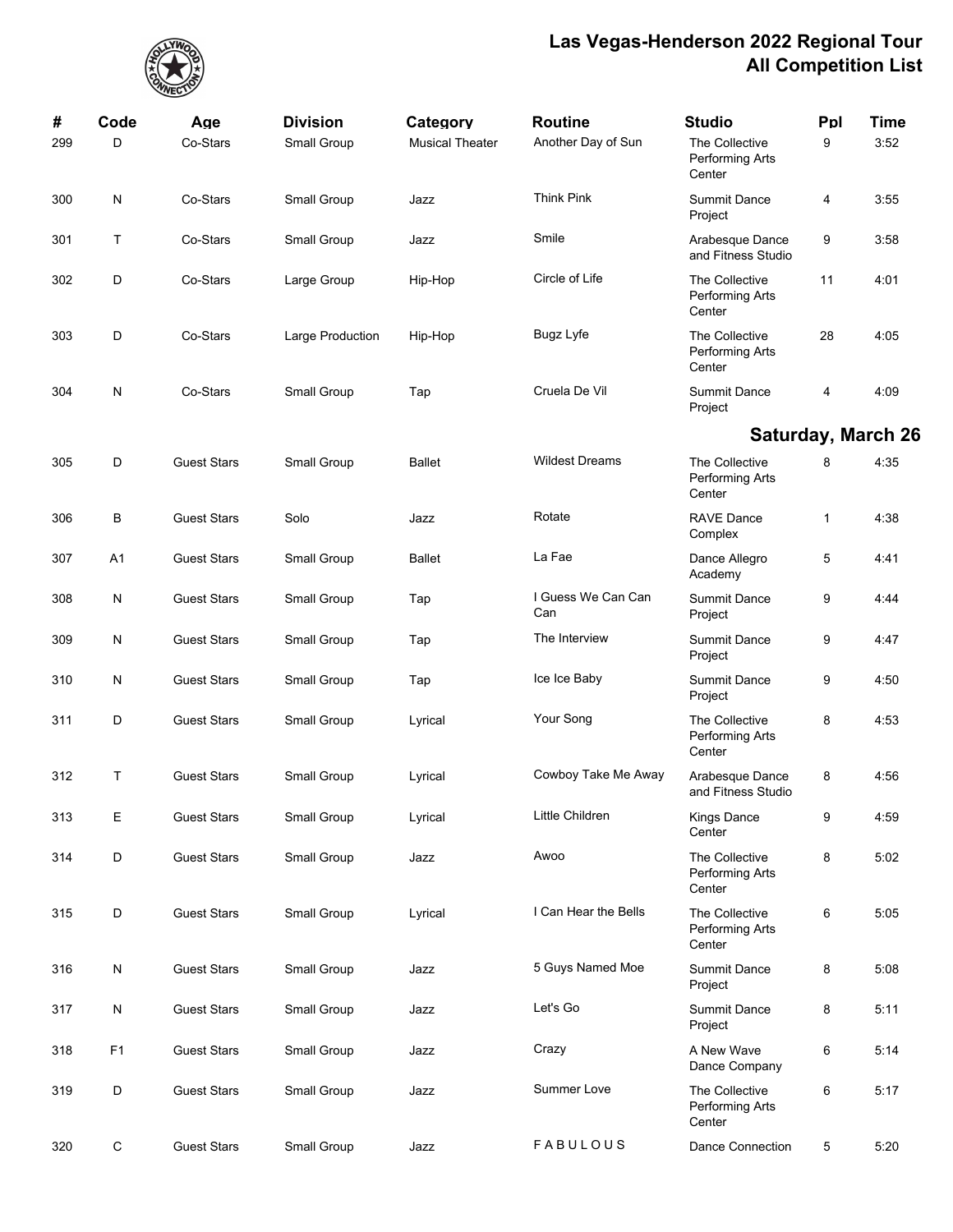# Las Vegas-Henderson 2022 Regional Tour
## All Competition List

| # | Code | Age | Division | Category | Routine | Studio | Ppl | Time |
|---|---|---|---|---|---|---|---|---|
| 299 | D | Co-Stars | Small Group | Musical Theater | Another Day of Sun | The Collective Performing Arts Center | 9 | 3:52 |
| 300 | N | Co-Stars | Small Group | Jazz | Think Pink | Summit Dance Project | 4 | 3:55 |
| 301 | T | Co-Stars | Small Group | Jazz | Smile | Arabesque Dance and Fitness Studio | 9 | 3:58 |
| 302 | D | Co-Stars | Large Group | Hip-Hop | Circle of Life | The Collective Performing Arts Center | 11 | 4:01 |
| 303 | D | Co-Stars | Large Production | Hip-Hop | Bugz Lyfe | The Collective Performing Arts Center | 28 | 4:05 |
| 304 | N | Co-Stars | Small Group | Tap | Cruela De Vil | Summit Dance Project | 4 | 4:09 |

## Saturday, March 26

| # | Code | Age | Division | Category | Routine | Studio | Ppl | Time |
|---|---|---|---|---|---|---|---|---|
| 305 | D | Guest Stars | Small Group | Ballet | Wildest Dreams | The Collective Performing Arts Center | 8 | 4:35 |
| 306 | B | Guest Stars | Solo | Jazz | Rotate | RAVE Dance Complex | 1 | 4:38 |
| 307 | A1 | Guest Stars | Small Group | Ballet | La Fae | Dance Allegro Academy | 5 | 4:41 |
| 308 | N | Guest Stars | Small Group | Tap | I Guess We Can Can Can | Summit Dance Project | 9 | 4:44 |
| 309 | N | Guest Stars | Small Group | Tap | The Interview | Summit Dance Project | 9 | 4:47 |
| 310 | N | Guest Stars | Small Group | Tap | Ice Ice Baby | Summit Dance Project | 9 | 4:50 |
| 311 | D | Guest Stars | Small Group | Lyrical | Your Song | The Collective Performing Arts Center | 8 | 4:53 |
| 312 | T | Guest Stars | Small Group | Lyrical | Cowboy Take Me Away | Arabesque Dance and Fitness Studio | 8 | 4:56 |
| 313 | E | Guest Stars | Small Group | Lyrical | Little Children | Kings Dance Center | 9 | 4:59 |
| 314 | D | Guest Stars | Small Group | Jazz | Awoo | The Collective Performing Arts Center | 8 | 5:02 |
| 315 | D | Guest Stars | Small Group | Lyrical | I Can Hear the Bells | The Collective Performing Arts Center | 6 | 5:05 |
| 316 | N | Guest Stars | Small Group | Jazz | 5 Guys Named Moe | Summit Dance Project | 8 | 5:08 |
| 317 | N | Guest Stars | Small Group | Jazz | Let's Go | Summit Dance Project | 8 | 5:11 |
| 318 | F1 | Guest Stars | Small Group | Jazz | Crazy | A New Wave Dance Company | 6 | 5:14 |
| 319 | D | Guest Stars | Small Group | Jazz | Summer Love | The Collective Performing Arts Center | 6 | 5:17 |
| 320 | C | Guest Stars | Small Group | Jazz | F A B U L O U S | Dance Connection | 5 | 5:20 |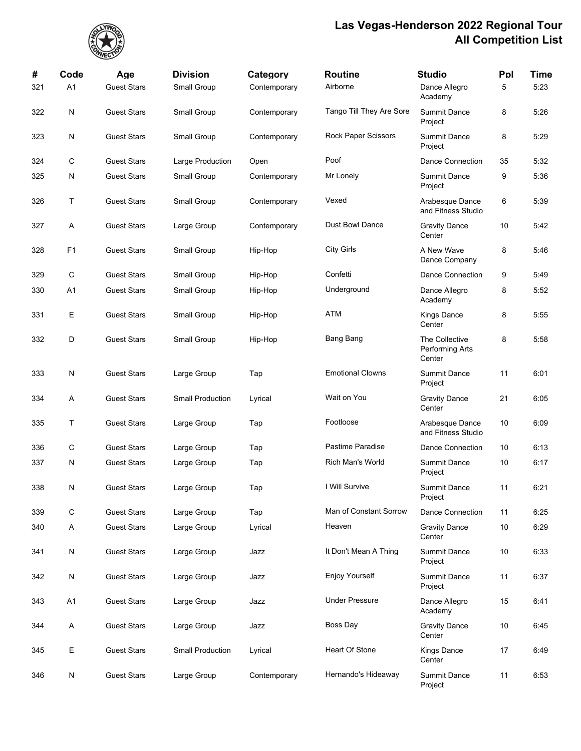# Las Vegas-Henderson 2022 Regional Tour
# All Competition List

| # | Code | Age | Division | Category | Routine | Studio | Ppl | Time |
|---|---|---|---|---|---|---|---|---|
| 321 | A1 | Guest Stars | Small Group | Contemporary | Airborne | Dance Allegro Academy | 5 | 5:23 |
| 322 | N | Guest Stars | Small Group | Contemporary | Tango Till They Are Sore | Summit Dance Project | 8 | 5:26 |
| 323 | N | Guest Stars | Small Group | Contemporary | Rock Paper Scissors | Summit Dance Project | 8 | 5:29 |
| 324 | C | Guest Stars | Large Production | Open | Poof | Dance Connection | 35 | 5:32 |
| 325 | N | Guest Stars | Small Group | Contemporary | Mr Lonely | Summit Dance Project | 9 | 5:36 |
| 326 | T | Guest Stars | Small Group | Contemporary | Vexed | Arabesque Dance and Fitness Studio | 6 | 5:39 |
| 327 | A | Guest Stars | Large Group | Contemporary | Dust Bowl Dance | Gravity Dance Center | 10 | 5:42 |
| 328 | F1 | Guest Stars | Small Group | Hip-Hop | City Girls | A New Wave Dance Company | 8 | 5:46 |
| 329 | C | Guest Stars | Small Group | Hip-Hop | Confetti | Dance Connection | 9 | 5:49 |
| 330 | A1 | Guest Stars | Small Group | Hip-Hop | Underground | Dance Allegro Academy | 8 | 5:52 |
| 331 | E | Guest Stars | Small Group | Hip-Hop | ATM | Kings Dance Center | 8 | 5:55 |
| 332 | D | Guest Stars | Small Group | Hip-Hop | Bang Bang | The Collective Performing Arts Center | 8 | 5:58 |
| 333 | N | Guest Stars | Large Group | Tap | Emotional Clowns | Summit Dance Project | 11 | 6:01 |
| 334 | A | Guest Stars | Small Production | Lyrical | Wait on You | Gravity Dance Center | 21 | 6:05 |
| 335 | T | Guest Stars | Large Group | Tap | Footloose | Arabesque Dance and Fitness Studio | 10 | 6:09 |
| 336 | C | Guest Stars | Large Group | Tap | Pastime Paradise | Dance Connection | 10 | 6:13 |
| 337 | N | Guest Stars | Large Group | Tap | Rich Man's World | Summit Dance Project | 10 | 6:17 |
| 338 | N | Guest Stars | Large Group | Tap | I Will Survive | Summit Dance Project | 11 | 6:21 |
| 339 | C | Guest Stars | Large Group | Tap | Man of Constant Sorrow | Dance Connection | 11 | 6:25 |
| 340 | A | Guest Stars | Large Group | Lyrical | Heaven | Gravity Dance Center | 10 | 6:29 |
| 341 | N | Guest Stars | Large Group | Jazz | It Don't Mean A Thing | Summit Dance Project | 10 | 6:33 |
| 342 | N | Guest Stars | Large Group | Jazz | Enjoy Yourself | Summit Dance Project | 11 | 6:37 |
| 343 | A1 | Guest Stars | Large Group | Jazz | Under Pressure | Dance Allegro Academy | 15 | 6:41 |
| 344 | A | Guest Stars | Large Group | Jazz | Boss Day | Gravity Dance Center | 10 | 6:45 |
| 345 | E | Guest Stars | Small Production | Lyrical | Heart Of Stone | Kings Dance Center | 17 | 6:49 |
| 346 | N | Guest Stars | Large Group | Contemporary | Hernando's Hideaway | Summit Dance Project | 11 | 6:53 |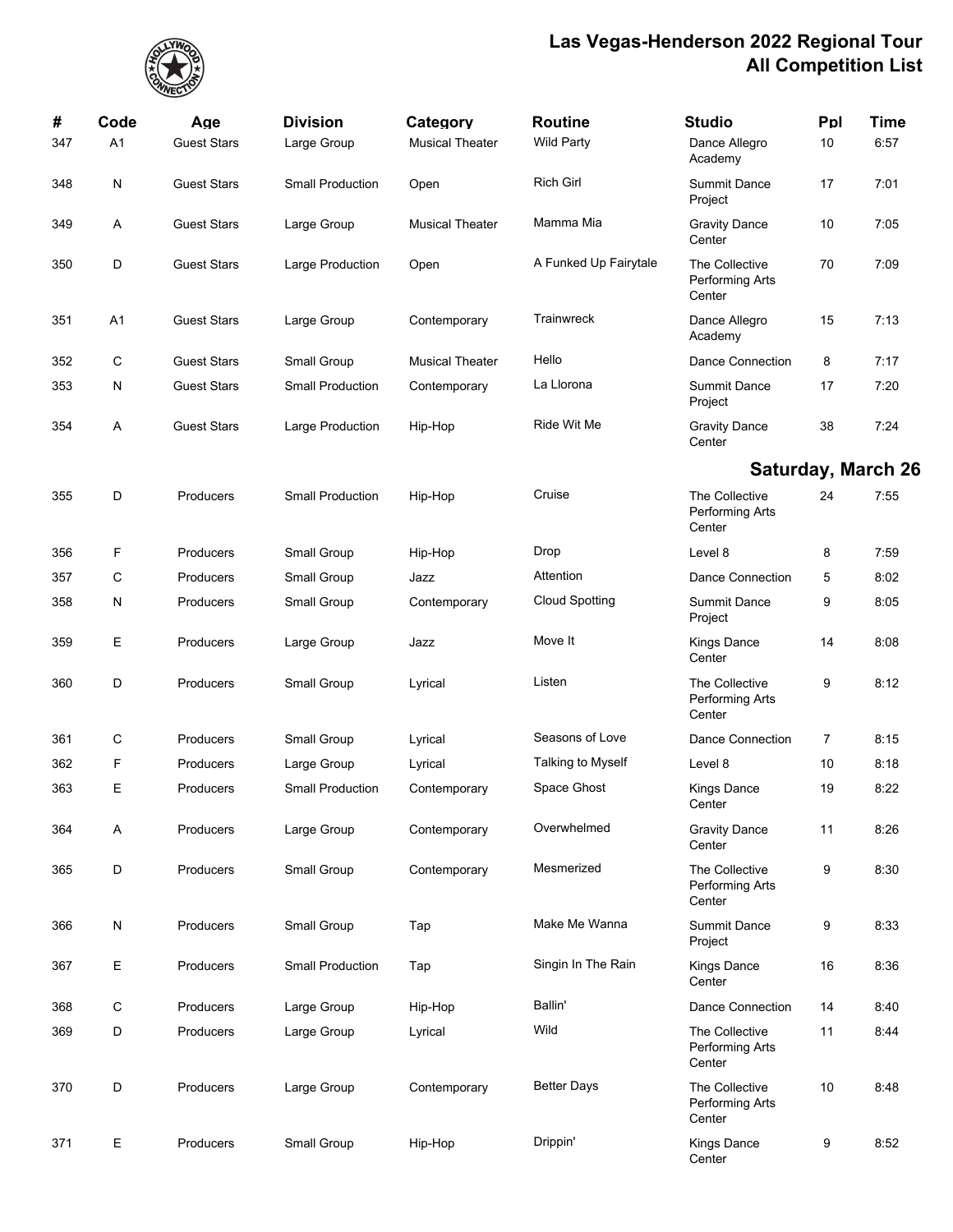# Las Vegas-Henderson 2022 Regional Tour
## All Competition List

| # | Code | Age | Division | Category | Routine | Studio | Ppl | Time |
|---|---|---|---|---|---|---|---|---|
| 347 | A1 | Guest Stars | Large Group | Musical Theater | Wild Party | Dance Allegro Academy | 10 | 6:57 |
| 348 | N | Guest Stars | Small Production | Open | Rich Girl | Summit Dance Project | 17 | 7:01 |
| 349 | A | Guest Stars | Large Group | Musical Theater | Mamma Mia | Gravity Dance Center | 10 | 7:05 |
| 350 | D | Guest Stars | Large Production | Open | A Funked Up Fairytale | The Collective Performing Arts Center | 70 | 7:09 |
| 351 | A1 | Guest Stars | Large Group | Contemporary | Trainwreck | Dance Allegro Academy | 15 | 7:13 |
| 352 | C | Guest Stars | Small Group | Musical Theater | Hello | Dance Connection | 8 | 7:17 |
| 353 | N | Guest Stars | Small Production | Contemporary | La Llorona | Summit Dance Project | 17 | 7:20 |
| 354 | A | Guest Stars | Large Production | Hip-Hop | Ride Wit Me | Gravity Dance Center | 38 | 7:24 |

## Saturday, March 26

| # | Code | Age | Division | Category | Routine | Studio | Ppl | Time |
|---|---|---|---|---|---|---|---|---|
| 355 | D | Producers | Small Production | Hip-Hop | Cruise | The Collective Performing Arts Center | 24 | 7:55 |
| 356 | F | Producers | Small Group | Hip-Hop | Drop | Level 8 | 8 | 7:59 |
| 357 | C | Producers | Small Group | Jazz | Attention | Dance Connection | 5 | 8:02 |
| 358 | N | Producers | Small Group | Contemporary | Cloud Spotting | Summit Dance Project | 9 | 8:05 |
| 359 | E | Producers | Large Group | Jazz | Move It | Kings Dance Center | 14 | 8:08 |
| 360 | D | Producers | Small Group | Lyrical | Listen | The Collective Performing Arts Center | 9 | 8:12 |
| 361 | C | Producers | Small Group | Lyrical | Seasons of Love | Dance Connection | 7 | 8:15 |
| 362 | F | Producers | Large Group | Lyrical | Talking to Myself | Level 8 | 10 | 8:18 |
| 363 | E | Producers | Small Production | Contemporary | Space Ghost | Kings Dance Center | 19 | 8:22 |
| 364 | A | Producers | Large Group | Contemporary | Overwhelmed | Gravity Dance Center | 11 | 8:26 |
| 365 | D | Producers | Small Group | Contemporary | Mesmerized | The Collective Performing Arts Center | 9 | 8:30 |
| 366 | N | Producers | Small Group | Tap | Make Me Wanna | Summit Dance Project | 9 | 8:33 |
| 367 | E | Producers | Small Production | Tap | Singin In The Rain | Kings Dance Center | 16 | 8:36 |
| 368 | C | Producers | Large Group | Hip-Hop | Ballin' | Dance Connection | 14 | 8:40 |
| 369 | D | Producers | Large Group | Lyrical | Wild | The Collective Performing Arts Center | 11 | 8:44 |
| 370 | D | Producers | Large Group | Contemporary | Better Days | The Collective Performing Arts Center | 10 | 8:48 |
| 371 | E | Producers | Small Group | Hip-Hop | Drippin' | Kings Dance Center | 9 | 8:52 |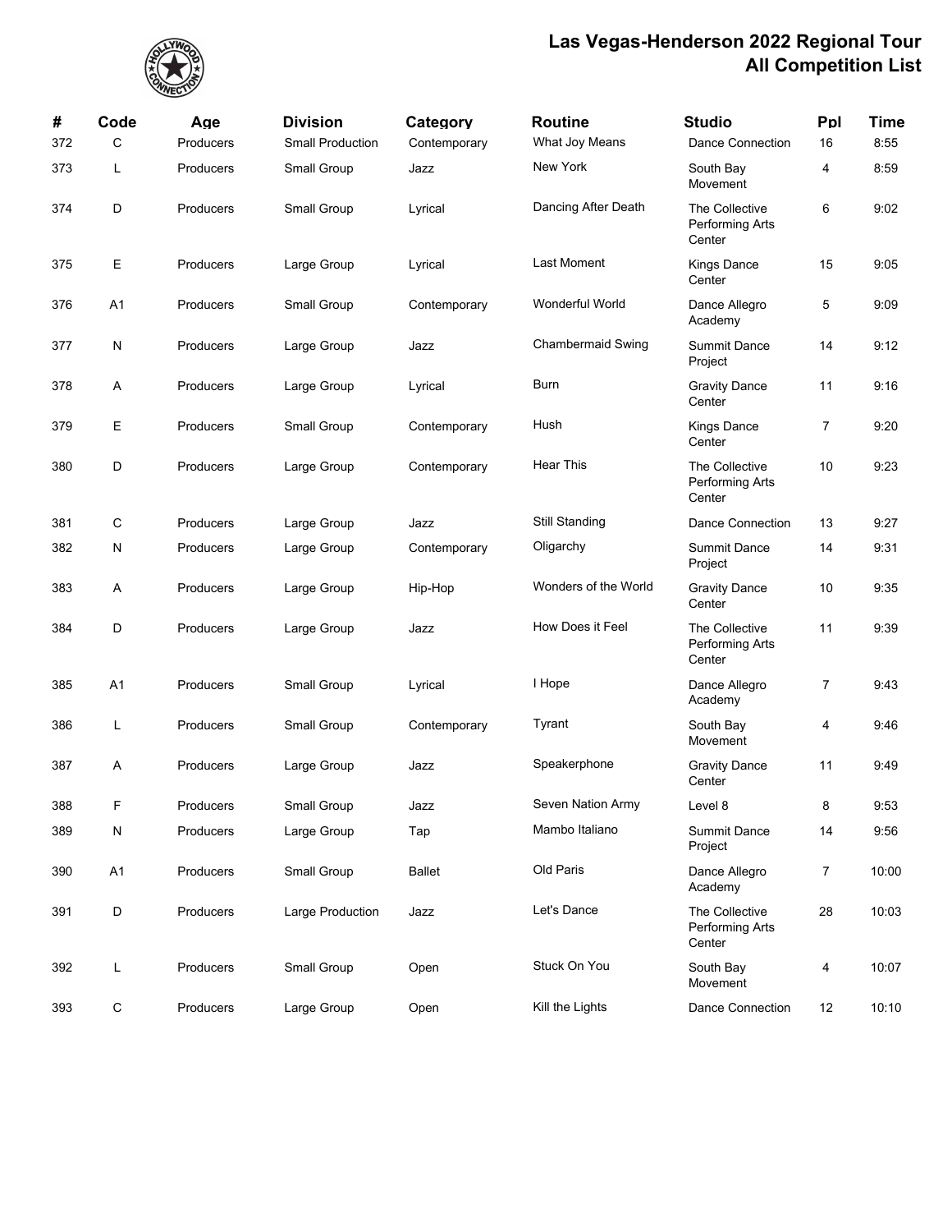# Las Vegas-Henderson 2022 Regional Tour
# All Competition List

| # | Code | Age | Division | Category | Routine | Studio | Ppl | Time |
|---|---|---|---|---|---|---|---|---|
| 372 | C | Producers | Small Production | Contemporary | What Joy Means | Dance Connection | 16 | 8:55 |
| 373 | L | Producers | Small Group | Jazz | New York | South Bay Movement | 4 | 8:59 |
| 374 | D | Producers | Small Group | Lyrical | Dancing After Death | The Collective Performing Arts Center | 6 | 9:02 |
| 375 | E | Producers | Large Group | Lyrical | Last Moment | Kings Dance Center | 15 | 9:05 |
| 376 | A1 | Producers | Small Group | Contemporary | Wonderful World | Dance Allegro Academy | 5 | 9:09 |
| 377 | N | Producers | Large Group | Jazz | Chambermaid Swing | Summit Dance Project | 14 | 9:12 |
| 378 | A | Producers | Large Group | Lyrical | Burn | Gravity Dance Center | 11 | 9:16 |
| 379 | E | Producers | Small Group | Contemporary | Hush | Kings Dance Center | 7 | 9:20 |
| 380 | D | Producers | Large Group | Contemporary | Hear This | The Collective Performing Arts Center | 10 | 9:23 |
| 381 | C | Producers | Large Group | Jazz | Still Standing | Dance Connection | 13 | 9:27 |
| 382 | N | Producers | Large Group | Contemporary | Oligarchy | Summit Dance Project | 14 | 9:31 |
| 383 | A | Producers | Large Group | Hip-Hop | Wonders of the World | Gravity Dance Center | 10 | 9:35 |
| 384 | D | Producers | Large Group | Jazz | How Does it Feel | The Collective Performing Arts Center | 11 | 9:39 |
| 385 | A1 | Producers | Small Group | Lyrical | I Hope | Dance Allegro Academy | 7 | 9:43 |
| 386 | L | Producers | Small Group | Contemporary | Tyrant | South Bay Movement | 4 | 9:46 |
| 387 | A | Producers | Large Group | Jazz | Speakerphone | Gravity Dance Center | 11 | 9:49 |
| 388 | F | Producers | Small Group | Jazz | Seven Nation Army | Level 8 | 8 | 9:53 |
| 389 | N | Producers | Large Group | Tap | Mambo Italiano | Summit Dance Project | 14 | 9:56 |
| 390 | A1 | Producers | Small Group | Ballet | Old Paris | Dance Allegro Academy | 7 | 10:00 |
| 391 | D | Producers | Large Production | Jazz | Let's Dance | The Collective Performing Arts Center | 28 | 10:03 |
| 392 | L | Producers | Small Group | Open | Stuck On You | South Bay Movement | 4 | 10:07 |
| 393 | C | Producers | Large Group | Open | Kill the Lights | Dance Connection | 12 | 10:10 |